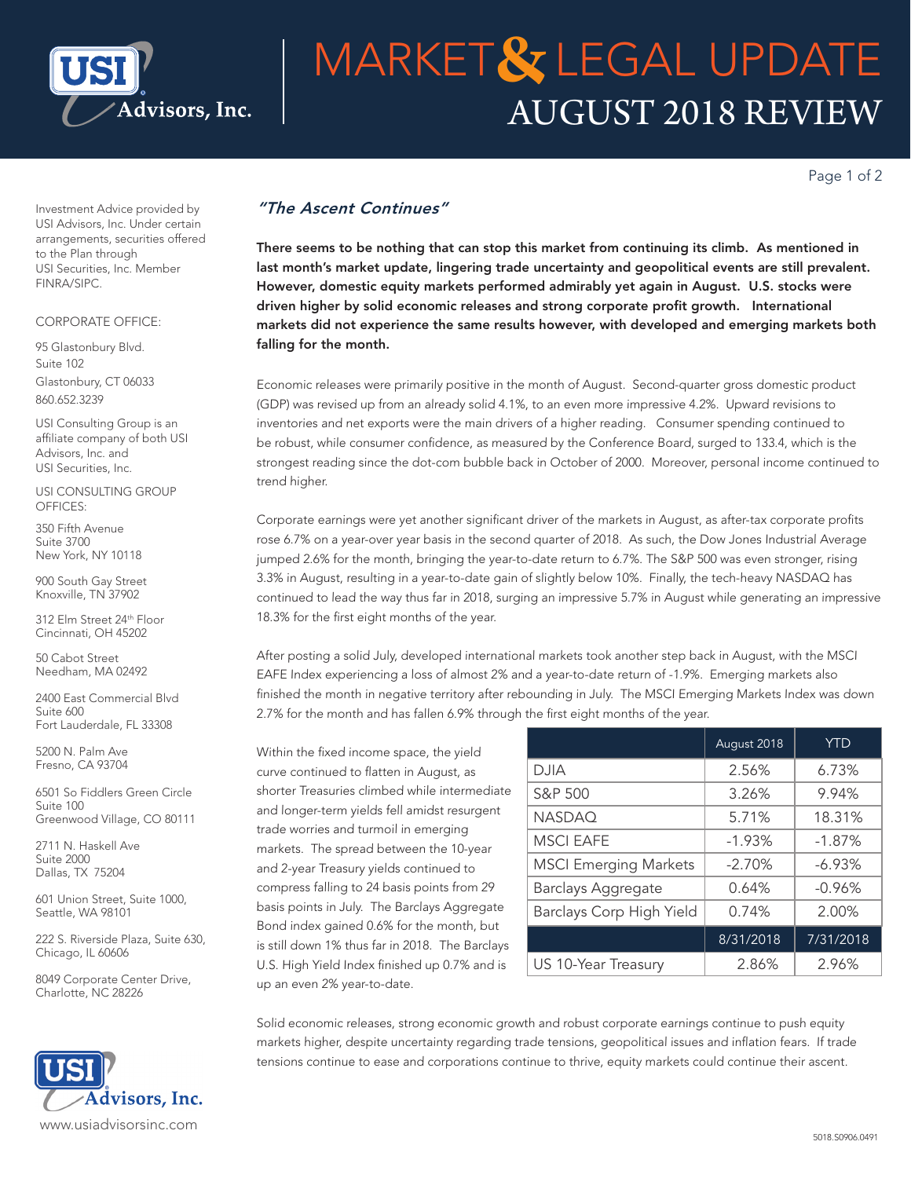# MARKET & LEGAL UPDATE

## AUGUST 2018 REVIEW

Investment Advice provided by USI Advisors, Inc. Under certain arrangements, securities offered to the Plan through USI Securities, Inc. Member FINRA/SIPC.

CORPORATE OFFICE:

95 Glastonbury Blvd.
Suite 102
Glastonbury, CT 06033
860.652.3239

USI Consulting Group is an affiliate company of both USI Advisors, Inc. and USI Securities, Inc.

USI CONSULTING GROUP OFFICES:

350 Fifth Avenue
Suite 3700
New York, NY 10118

900 South Gay Street
Knoxville, TN 37902

312 Elm Street 24th Floor
Cincinnati, OH 45202

50 Cabot Street
Needham, MA 02492

2400 East Commercial Blvd
Suite 600
Fort Lauderdale, FL 33308

5200 N. Palm Ave
Fresno, CA 93704

6501 So Fiddlers Green Circle
Suite 100
Greenwood Village, CO 80111

2711 N. Haskell Ave
Suite 2000
Dallas, TX 75204

601 Union Street, Suite 1000,
Seattle, WA 98101

222 S. Riverside Plaza, Suite 630,
Chicago, IL 60606

8049 Corporate Center Drive,
Charlotte, NC 28226

www.usiadvisorsinc.com

### *"The Ascent Continues"*

**There seems to be nothing that can stop this market from continuing its climb. As mentioned in last month's market update, lingering trade uncertainty and geopolitical events are still prevalent. However, domestic equity markets performed admirably yet again in August. U.S. stocks were driven higher by solid economic releases and strong corporate profit growth. International markets did not experience the same results however, with developed and emerging markets both falling for the month.**

Economic releases were primarily positive in the month of August. Second-quarter gross domestic product (GDP) was revised up from an already solid 4.1%, to an even more impressive 4.2%. Upward revisions to inventories and net exports were the main drivers of a higher reading. Consumer spending continued to be robust, while consumer confidence, as measured by the Conference Board, surged to 133.4, which is the strongest reading since the dot-com bubble back in October of 2000. Moreover, personal income continued to trend higher.

Corporate earnings were yet another significant driver of the markets in August, as after-tax corporate profits rose 6.7% on a year-over year basis in the second quarter of 2018. As such, the Dow Jones Industrial Average jumped 2.6% for the month, bringing the year-to-date return to 6.7%. The S&P 500 was even stronger, rising 3.3% in August, resulting in a year-to-date gain of slightly below 10%. Finally, the tech-heavy NASDAQ has continued to lead the way thus far in 2018, surging an impressive 5.7% in August while generating an impressive 18.3% for the first eight months of the year.

After posting a solid July, developed international markets took another step back in August, with the MSCI EAFE Index experiencing a loss of almost 2% and a year-to-date return of -1.9%. Emerging markets also finished the month in negative territory after rebounding in July. The MSCI Emerging Markets Index was down 2.7% for the month and has fallen 6.9% through the first eight months of the year.

Within the fixed income space, the yield curve continued to flatten in August, as shorter Treasuries climbed while intermediate and longer-term yields fell amidst resurgent trade worries and turmoil in emerging markets. The spread between the 10-year and 2-year Treasury yields continued to compress falling to 24 basis points from 29 basis points in July. The Barclays Aggregate Bond index gained 0.6% for the month, but is still down 1% thus far in 2018. The Barclays U.S. High Yield Index finished up 0.7% and is up an even 2% year-to-date.

| | August 2018 | YTD |
|---|---|---|
| DJIA | 2.56% | 6.73% |
| S&P 500 | 3.26% | 9.94% |
| NASDAQ | 5.71% | 18.31% |
| MSCI EAFE | -1.93% | -1.87% |
| MSCI Emerging Markets | -2.70% | -6.93% |
| Barclays Aggregate | 0.64% | -0.96% |
| Barclays Corp High Yield | 0.74% | 2.00% |
| | 8/31/2018 | 7/31/2018 |
| US 10-Year Treasury | 2.86% | 2.96% |

Solid economic releases, strong economic growth and robust corporate earnings continue to push equity markets higher, despite uncertainty regarding trade tensions, geopolitical issues and inflation fears. If trade tensions continue to ease and corporations continue to thrive, equity markets could continue their ascent.

5018.S0906.0491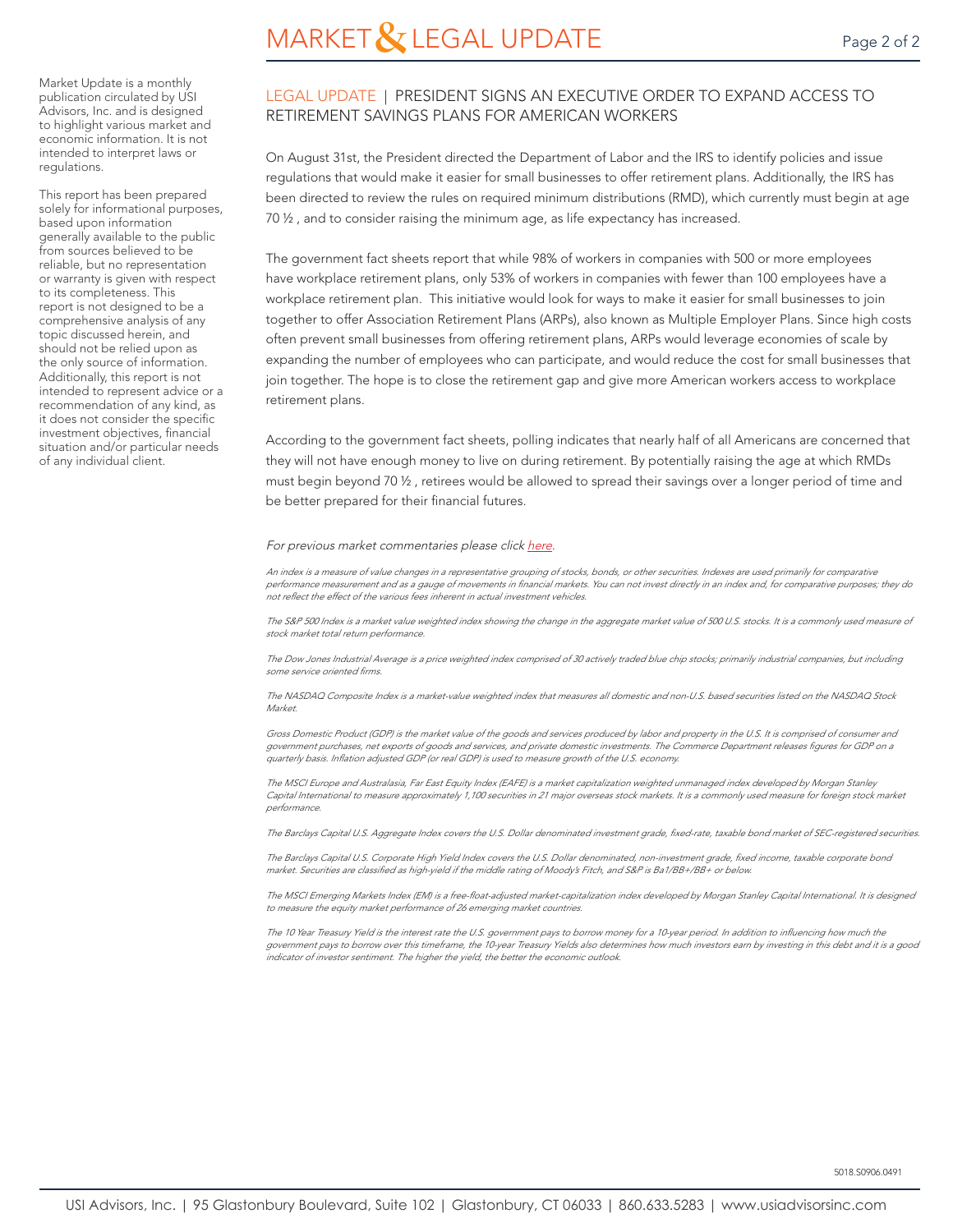Market Update is a monthly publication circulated by USI Advisors, Inc. and is designed to highlight various market and economic information. It is not intended to interpret laws or regulations.

This report has been prepared solely for informational purposes, based upon information generally available to the public from sources believed to be reliable, but no representation or warranty is given with respect to its completeness. This report is not designed to be a comprehensive analysis of any topic discussed herein, and should not be relied upon as the only source of information. Additionally, this report is not intended to represent advice or a recommendation of any kind, as it does not consider the specific investment objectives, financial situation and/or particular needs of any individual client.

## LEGAL UPDATE | PRESIDENT SIGNS AN EXECUTIVE ORDER TO EXPAND ACCESS TO RETIREMENT SAVINGS PLANS FOR AMERICAN WORKERS

On August 31st, the President directed the Department of Labor and the IRS to identify policies and issue regulations that would make it easier for small businesses to offer retirement plans. Additionally, the IRS has been directed to review the rules on required minimum distributions (RMD), which currently must begin at age 70 ½ , and to consider raising the minimum age, as life expectancy has increased.

The government fact sheets report that while 98% of workers in companies with 500 or more employees have workplace retirement plans, only 53% of workers in companies with fewer than 100 employees have a workplace retirement plan. This initiative would look for ways to make it easier for small businesses to join together to offer Association Retirement Plans (ARPs), also known as Multiple Employer Plans. Since high costs often prevent small businesses from offering retirement plans, ARPs would leverage economies of scale by expanding the number of employees who can participate, and would reduce the cost for small businesses that join together. The hope is to close the retirement gap and give more American workers access to workplace retirement plans.

According to the government fact sheets, polling indicates that nearly half of all Americans are concerned that they will not have enough money to live on during retirement. By potentially raising the age at which RMDs must begin beyond 70 ½ , retirees would be allowed to spread their savings over a longer period of time and be better prepared for their financial futures.

*For previous market commentaries please click here.*

*An index is a measure of value changes in a representative grouping of stocks, bonds, or other securities. Indexes are used primarily for comparative performance measurement and as a gauge of movements in financial markets. You can not invest directly in an index and, for comparative purposes; they do not reflect the effect of the various fees inherent in actual investment vehicles.*

*The S&P 500 Index is a market value weighted index showing the change in the aggregate market value of 500 U.S. stocks. It is a commonly used measure of stock market total return performance.*

*The Dow Jones Industrial Average is a price weighted index comprised of 30 actively traded blue chip stocks; primarily industrial companies, but including some service oriented firms.*

*The NASDAQ Composite Index is a market-value weighted index that measures all domestic and non-U.S. based securities listed on the NASDAQ Stock Market.*

*Gross Domestic Product (GDP) is the market value of the goods and services produced by labor and property in the U.S. It is comprised of consumer and government purchases, net exports of goods and services, and private domestic investments. The Commerce Department releases figures for GDP on a quarterly basis. Inflation adjusted GDP (or real GDP) is used to measure growth of the U.S. economy.*

*The MSCI Europe and Australasia, Far East Equity Index (EAFE) is a market capitalization weighted unmanaged index developed by Morgan Stanley Capital International to measure approximately 1,100 securities in 21 major overseas stock markets. It is a commonly used measure for foreign stock market performance.*

*The Barclays Capital U.S. Aggregate Index covers the U.S. Dollar denominated investment grade, fixed-rate, taxable bond market of SEC-registered securities.*

*The Barclays Capital U.S. Corporate High Yield Index covers the U.S. Dollar denominated, non-investment grade, fixed income, taxable corporate bond market. Securities are classified as high-yield if the middle rating of Moody's Fitch, and S&P is Ba1/BB+/BB+ or below.*

*The MSCI Emerging Markets Index (EM) is a free-float-adjusted market-capitalization index developed by Morgan Stanley Capital International. It is designed to measure the equity market performance of 26 emerging market countries.*

*The 10 Year Treasury Yield is the interest rate the U.S. government pays to borrow money for a 10-year period. In addition to influencing how much the government pays to borrow over this timeframe, the 10-year Treasury Yields also determines how much investors earn by investing in this debt and it is a good indicator of investor sentiment. The higher the yield, the better the economic outlook.*

5018.S0906.0491

USI Advisors, Inc. | 95 Glastonbury Boulevard, Suite 102 | Glastonbury, CT 06033 | 860.633.5283 | www.usiadvisorsinc.com